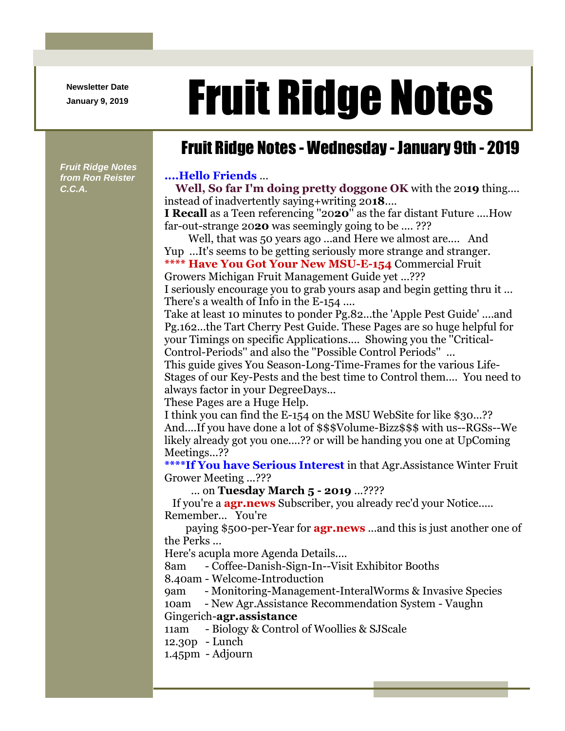Newsletter Date
January 9, 2019

# Fruit Ridge Notes

## Fruit Ridge Notes - Wednesday - January 9th - 2019

*Fruit Ridge Notes from Ron Reister C.C.A.*

**....Hello Friends** ...

**Well, So far I'm doing pretty doggone OK** with the 20**19** thing.... instead of inadvertently saying+writing 20**18**....

**I Recall** as a Teen referencing "20**20**" as the far distant Future ....How far-out-strange 20**20** was seemingly going to be .... ???

Well, that was 50 years ago ...and Here we almost are.... And Yup ...It's seems to be getting seriously more strange and stranger.

**\*\*\*\* Have You Got Your New MSU-E-154** Commercial Fruit Growers Michigan Fruit Management Guide yet ...???

I seriously encourage you to grab yours asap and begin getting thru it ... There's a wealth of Info in the E-154 ....

Take at least 10 minutes to ponder Pg.82...the 'Apple Pest Guide' ....and Pg.162...the Tart Cherry Pest Guide. These Pages are so huge helpful for your Timings on specific Applications.... Showing you the "Critical-Control-Periods" and also the "Possible Control Periods" ...

This guide gives You Season-Long-Time-Frames for the various Life-Stages of our Key-Pests and the best time to Control them.... You need to always factor in your DegreeDays...

These Pages are a Huge Help.

I think you can find the E-154 on the MSU WebSite for like $30...??

And....If you have done a lot of $$$Volume-Bizz$$$ with us--RGSs--We likely already got you one....?? or will be handing you one at UpComing Meetings...??

**\*\*\*\*If You have Serious Interest** in that Agr.Assistance Winter Fruit Grower Meeting ...???

... on **Tuesday March 5 - 2019** ...????

If you're a **agr.news** Subscriber, you already rec'd your Notice..... Remember... You're

paying $500-per-Year for **agr.news** ...and this is just another one of the Perks ...

Here's acupla more Agenda Details....

8am - Coffee-Danish-Sign-In--Visit Exhibitor Booths
8.40am - Welcome-Introduction
9am - Monitoring-Management-InteralWorms & Invasive Species
10am - New Agr.Assistance Recommendation System - Vaughn Gingerich-**agr.assistance**
11am - Biology & Control of Woollies & SJScale
12.30p - Lunch
1.45pm - Adjourn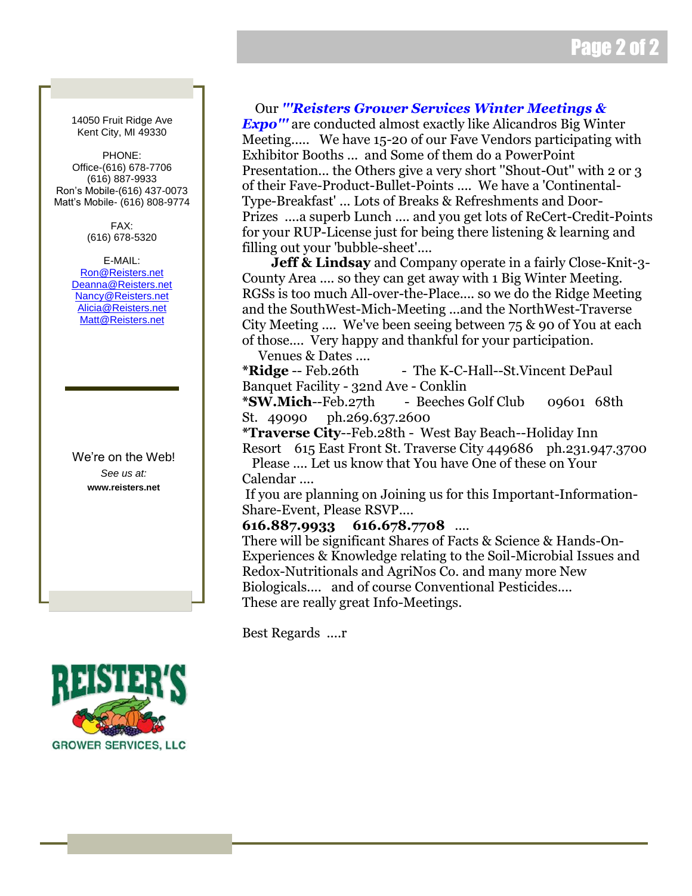14050 Fruit Ridge Ave
Kent City, MI 49330

PHONE:
Office-(616) 678-7706
(616) 887-9933
Ron's Mobile-(616) 437-0073
Matt's Mobile- (616) 808-9774

FAX:
(616) 678-5320

E-MAIL:
Ron@Reisters.net
Deanna@Reisters.net
Nancy@Reisters.net
Alicia@Reisters.net
Matt@Reisters.net

We're on the Web!
*See us at:*
**www.reisters.net**

Our ***"'Reisters Grower Services Winter Meetings & Expo"'*** are conducted almost exactly like Alicandros Big Winter Meeting..... We have 15-20 of our Fave Vendors participating with Exhibitor Booths ... and Some of them do a PowerPoint Presentation... the Others give a very short "Shout-Out" with 2 or 3 of their Fave-Product-Bullet-Points .... We have a 'Continental-Type-Breakfast' ... Lots of Breaks & Refreshments and Door-Prizes ....a superb Lunch .... and you get lots of ReCert-Credit-Points for your RUP-License just for being there listening & learning and filling out your 'bubble-sheet'....

**Jeff & Lindsay** and Company operate in a fairly Close-Knit-3-County Area .... so they can get away with 1 Big Winter Meeting. RGSs is too much All-over-the-Place.... so we do the Ridge Meeting and the SouthWest-Mich-Meeting ...and the NorthWest-Traverse City Meeting .... We've been seeing between 75 & 90 of You at each of those.... Very happy and thankful for your participation.

Venues & Dates ....

***Ridge** -- Feb.26th - The K-C-Hall--St.Vincent DePaul Banquet Facility - 32nd Ave - Conklin

***SW.Mich**--Feb.27th - Beeches Golf Club 09601 68th St. 49090 ph.269.637.2600

***Traverse City**--Feb.28th - West Bay Beach--Holiday Inn Resort 615 East Front St. Traverse City 449686 ph.231.947.3700

Please .... Let us know that You have One of these on Your Calendar ....

If you are planning on Joining us for this Important-Information-Share-Event, Please RSVP....

**616.887.9933 616.678.7708** ....

There will be significant Shares of Facts & Science & Hands-On-Experiences & Knowledge relating to the Soil-Microbial Issues and Redox-Nutritionals and AgriNos Co. and many more New Biologicals.... and of course Conventional Pesticides.... These are really great Info-Meetings.

Best Regards ....r

REISTER'S
GROWER SERVICES, LLC